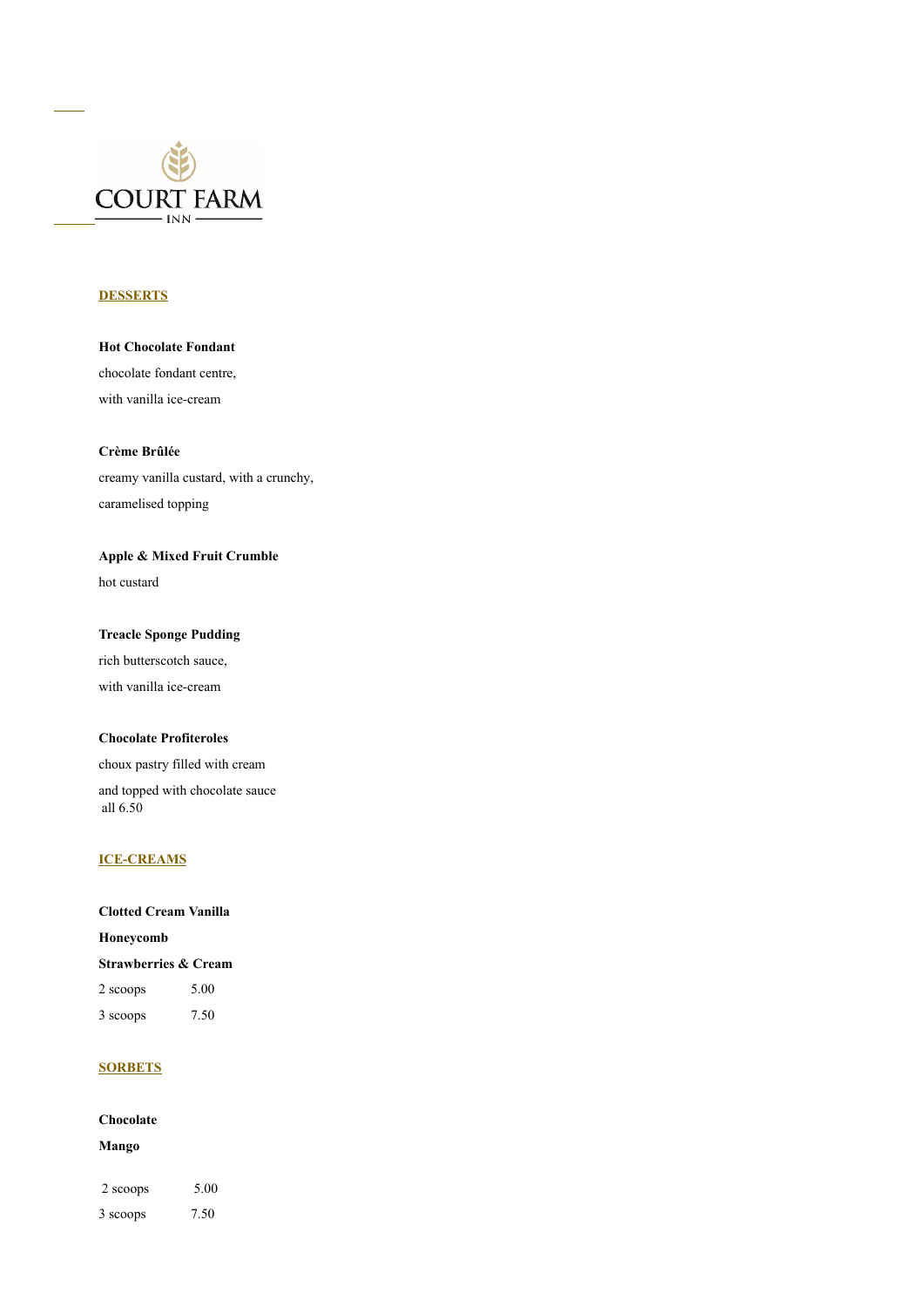COURT FARM

INN

## DESSERTS

**Hot Chocolate Fondant**

chocolate fondant centre,

with vanilla ice-cream

**Crème Brûlée**

creamy vanilla custard, with a crunchy,

caramelised topping

**Apple & Mixed Fruit Crumble**

hot custard

**Treacle Sponge Pudding**

rich butterscotch sauce,

with vanilla ice-cream

**Chocolate Profiteroles**

choux pastry filled with cream

and topped with chocolate sauce

all 6.50

## ICE-CREAMS

**Clotted Cream Vanilla**

**Honeycomb**

**Strawberries & Cream**

| | |
|---|---|
| 2 scoops | 5.00 |
| 3 scoops | 7.50 |

## SORBETS

**Chocolate**

**Mango**

| | |
|---|---|
| 2 scoops | 5.00 |
| 3 scoops | 7.50 |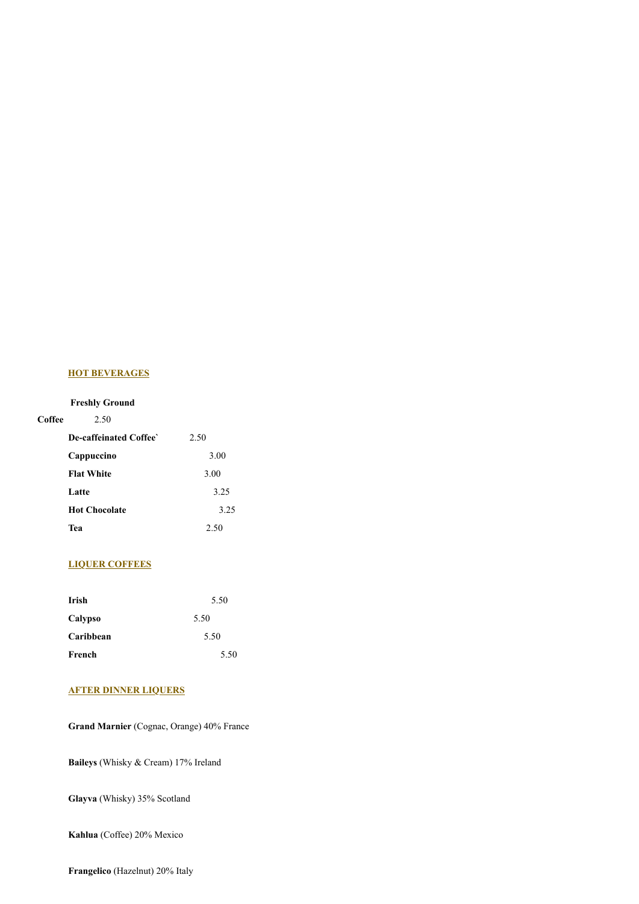## HOT BEVERAGES

| | |
|---|---|
| **Freshly Ground Coffee** | 2.50 |
| **De-caffeinated Coffee`** | 2.50 |
| **Cappuccino** | 3.00 |
| **Flat White** | 3.00 |
| **Latte** | 3.25 |
| **Hot Chocolate** | 3.25 |
| **Tea** | 2.50 |

## LIQUER COFFEES

| | |
|---|---|
| **Irish** | 5.50 |
| **Calypso** | 5.50 |
| **Caribbean** | 5.50 |
| **French** | 5.50 |

## AFTER DINNER LIQUERS

**Grand Marnier** (Cognac, Orange) 40% France

**Baileys** (Whisky & Cream) 17% Ireland

**Glayva** (Whisky) 35% Scotland

**Kahlua** (Coffee) 20% Mexico

**Frangelico** (Hazelnut) 20% Italy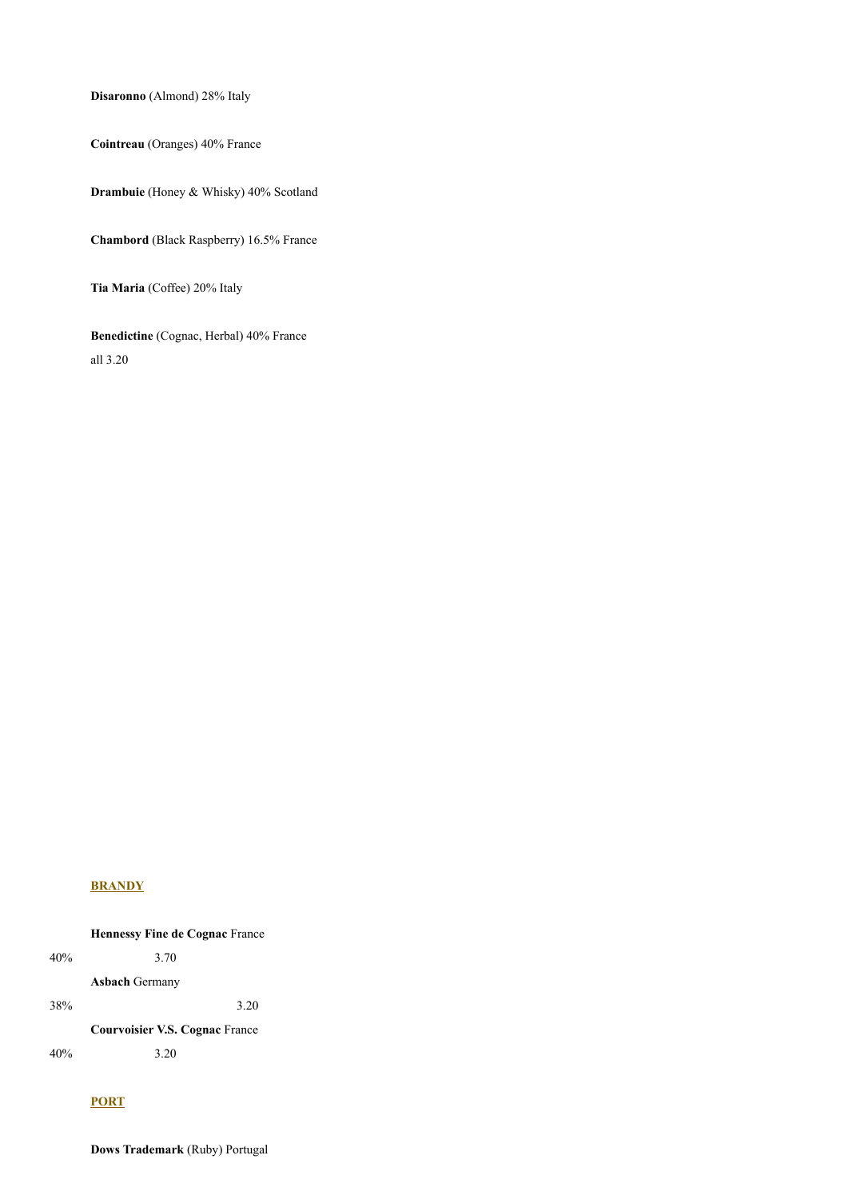**Disaronno** (Almond) 28% Italy

**Cointreau** (Oranges) 40% France

**Drambuie** (Honey & Whisky) 40% Scotland

**Chambord** (Black Raspberry) 16.5% France

**Tia Maria** (Coffee) 20% Italy

**Benedictine** (Cognac, Herbal) 40% France

all 3.20

## BRANDY

**Hennessy Fine de Cognac** France

40% 3.70

**Asbach** Germany

38% 3.20

**Courvoisier V.S. Cognac** France

40% 3.20

## PORT

**Dows Trademark** (Ruby) Portugal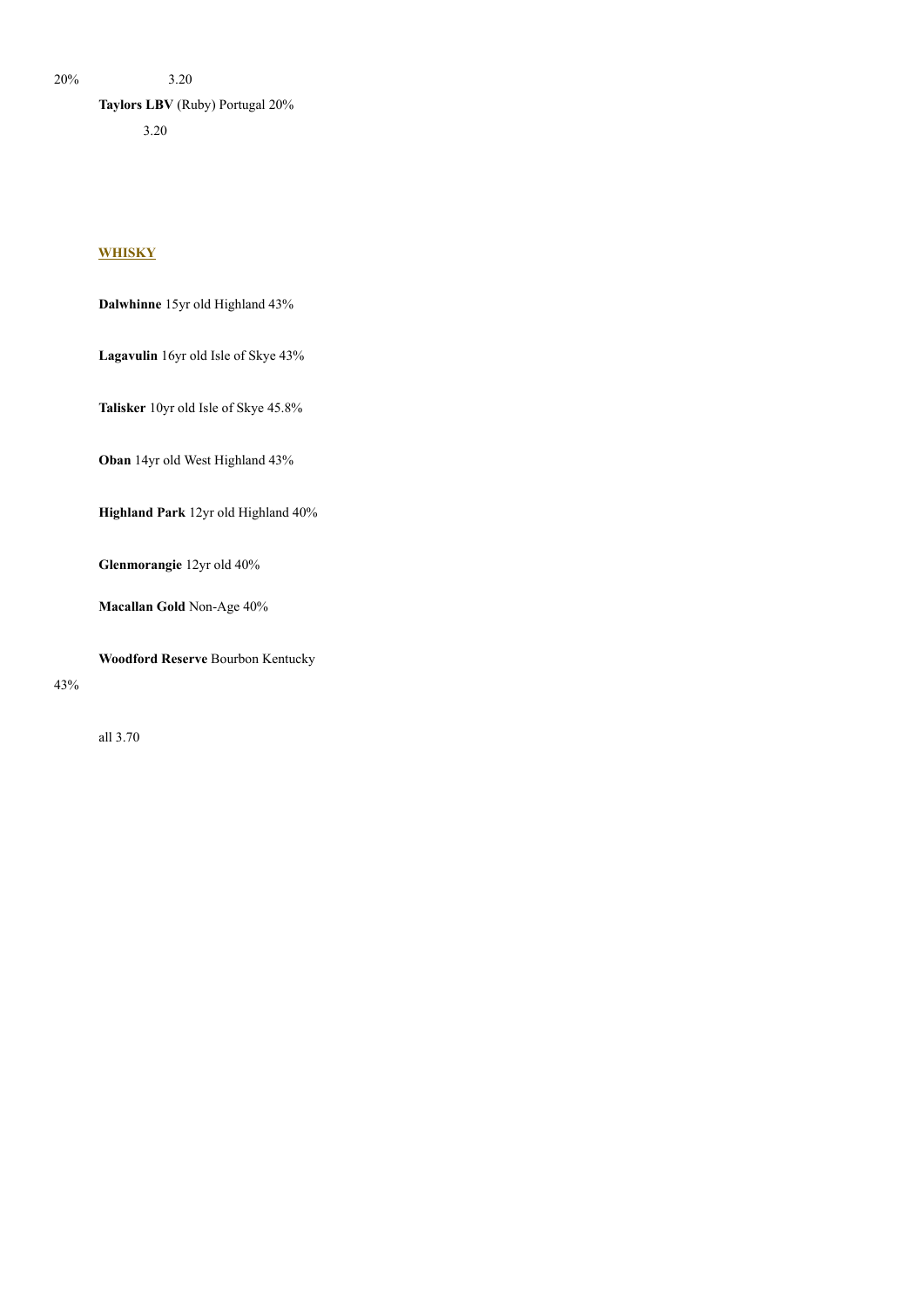20% 3.20

**Taylors LBV** (Ruby) Portugal 20%

3.20

## WHISKY

**Dalwhinne** 15yr old Highland 43%

**Lagavulin** 16yr old Isle of Skye 43%

**Talisker** 10yr old Isle of Skye 45.8%

**Oban** 14yr old West Highland 43%

**Highland Park** 12yr old Highland 40%

**Glenmorangie** 12yr old 40%

**Macallan Gold** Non-Age 40%

**Woodford Reserve** Bourbon Kentucky

43%

all 3.70